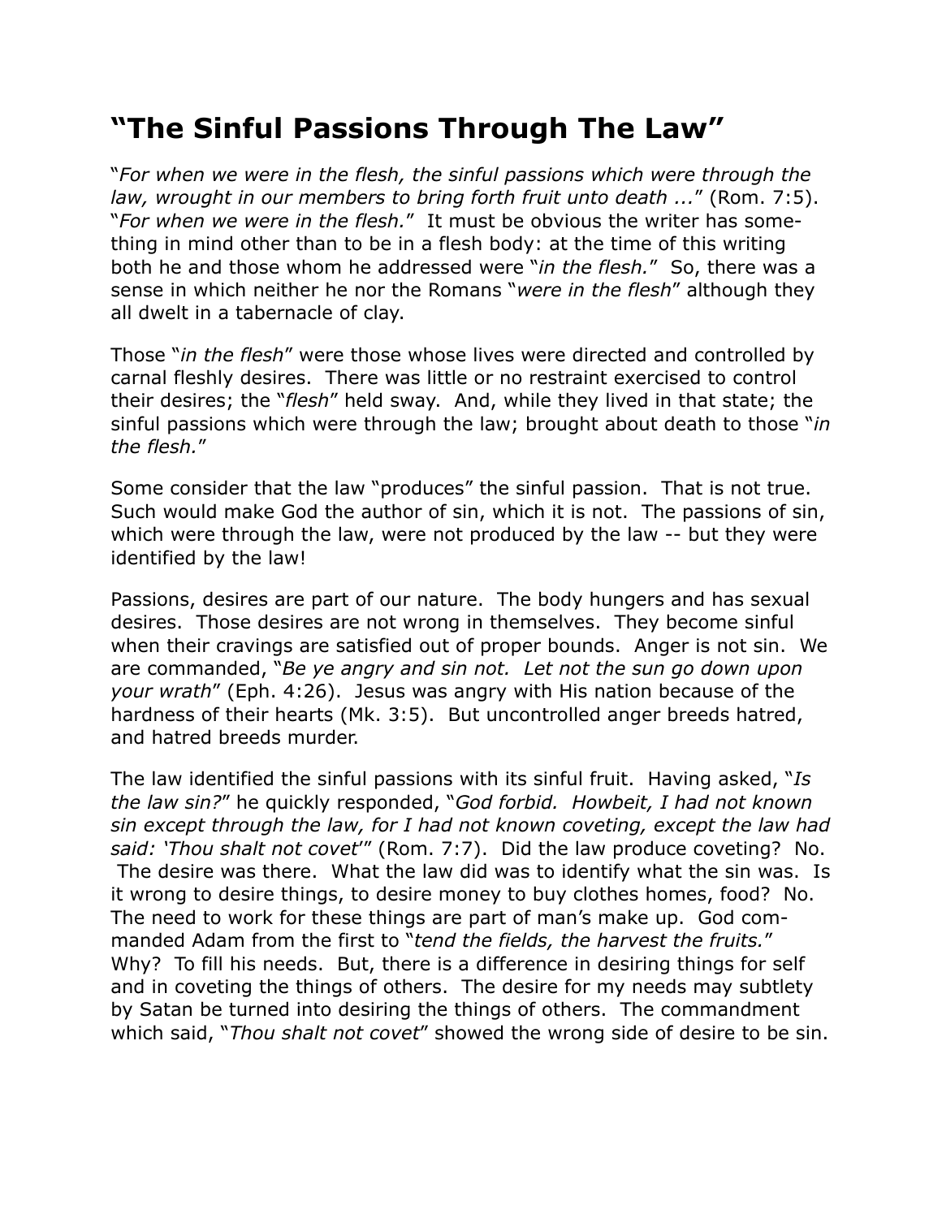# "The Sinful Passions Through The Law"

"*For when we were in the flesh, the sinful passions which were through the law, wrought in our members to bring forth fruit unto death ...*" (Rom. 7:5). "*For when we were in the flesh.*" It must be obvious the writer has something in mind other than to be in a flesh body: at the time of this writing both he and those whom he addressed were "*in the flesh.*" So, there was a sense in which neither he nor the Romans "*were in the flesh*" although they all dwelt in a tabernacle of clay.

Those "*in the flesh*" were those whose lives were directed and controlled by carnal fleshly desires. There was little or no restraint exercised to control their desires; the "*flesh*" held sway. And, while they lived in that state; the sinful passions which were through the law; brought about death to those "*in the flesh.*"

Some consider that the law "produces" the sinful passion. That is not true. Such would make God the author of sin, which it is not. The passions of sin, which were through the law, were not produced by the law -- but they were identified by the law!

Passions, desires are part of our nature. The body hungers and has sexual desires. Those desires are not wrong in themselves. They become sinful when their cravings are satisfied out of proper bounds. Anger is not sin. We are commanded, "*Be ye angry and sin not. Let not the sun go down upon your wrath*" (Eph. 4:26). Jesus was angry with His nation because of the hardness of their hearts (Mk. 3:5). But uncontrolled anger breeds hatred, and hatred breeds murder.

The law identified the sinful passions with its sinful fruit. Having asked, "*Is the law sin?*" he quickly responded, "*God forbid. Howbeit, I had not known sin except through the law, for I had not known coveting, except the law had said: 'Thou shalt not covet'*" (Rom. 7:7). Did the law produce coveting? No. The desire was there. What the law did was to identify what the sin was. Is it wrong to desire things, to desire money to buy clothes homes, food? No. The need to work for these things are part of man's make up. God commanded Adam from the first to "*tend the fields, the harvest the fruits.*" Why? To fill his needs. But, there is a difference in desiring things for self and in coveting the things of others. The desire for my needs may subtlety by Satan be turned into desiring the things of others. The commandment which said, "*Thou shalt not covet*" showed the wrong side of desire to be sin.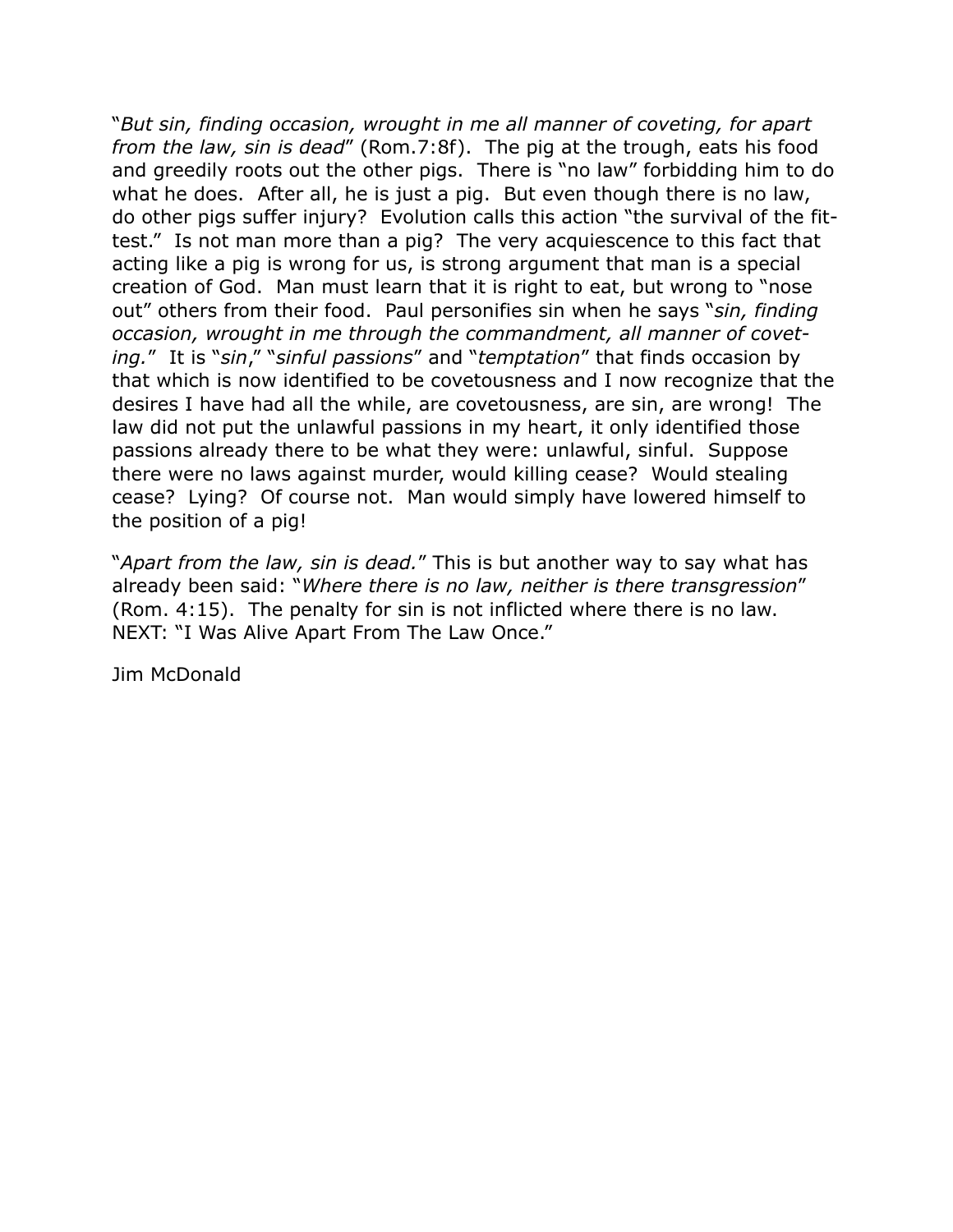"*But sin, finding occasion, wrought in me all manner of coveting, for apart from the law, sin is dead*" (Rom.7:8f). The pig at the trough, eats his food and greedily roots out the other pigs. There is "no law" forbidding him to do what he does. After all, he is just a pig. But even though there is no law, do other pigs suffer injury? Evolution calls this action "the survival of the fittest." Is not man more than a pig? The very acquiescence to this fact that acting like a pig is wrong for us, is strong argument that man is a special creation of God. Man must learn that it is right to eat, but wrong to "nose out" others from their food. Paul personifies sin when he says "*sin, finding occasion, wrought in me through the commandment, all manner of coveting.*" It is "*sin*," "*sinful passions*" and "*temptation*" that finds occasion by that which is now identified to be covetousness and I now recognize that the desires I have had all the while, are covetousness, are sin, are wrong! The law did not put the unlawful passions in my heart, it only identified those passions already there to be what they were: unlawful, sinful. Suppose there were no laws against murder, would killing cease? Would stealing cease? Lying? Of course not. Man would simply have lowered himself to the position of a pig!

"*Apart from the law, sin is dead.*" This is but another way to say what has already been said: "*Where there is no law, neither is there transgression*" (Rom. 4:15). The penalty for sin is not inflicted where there is no law. NEXT: "I Was Alive Apart From The Law Once."

Jim McDonald